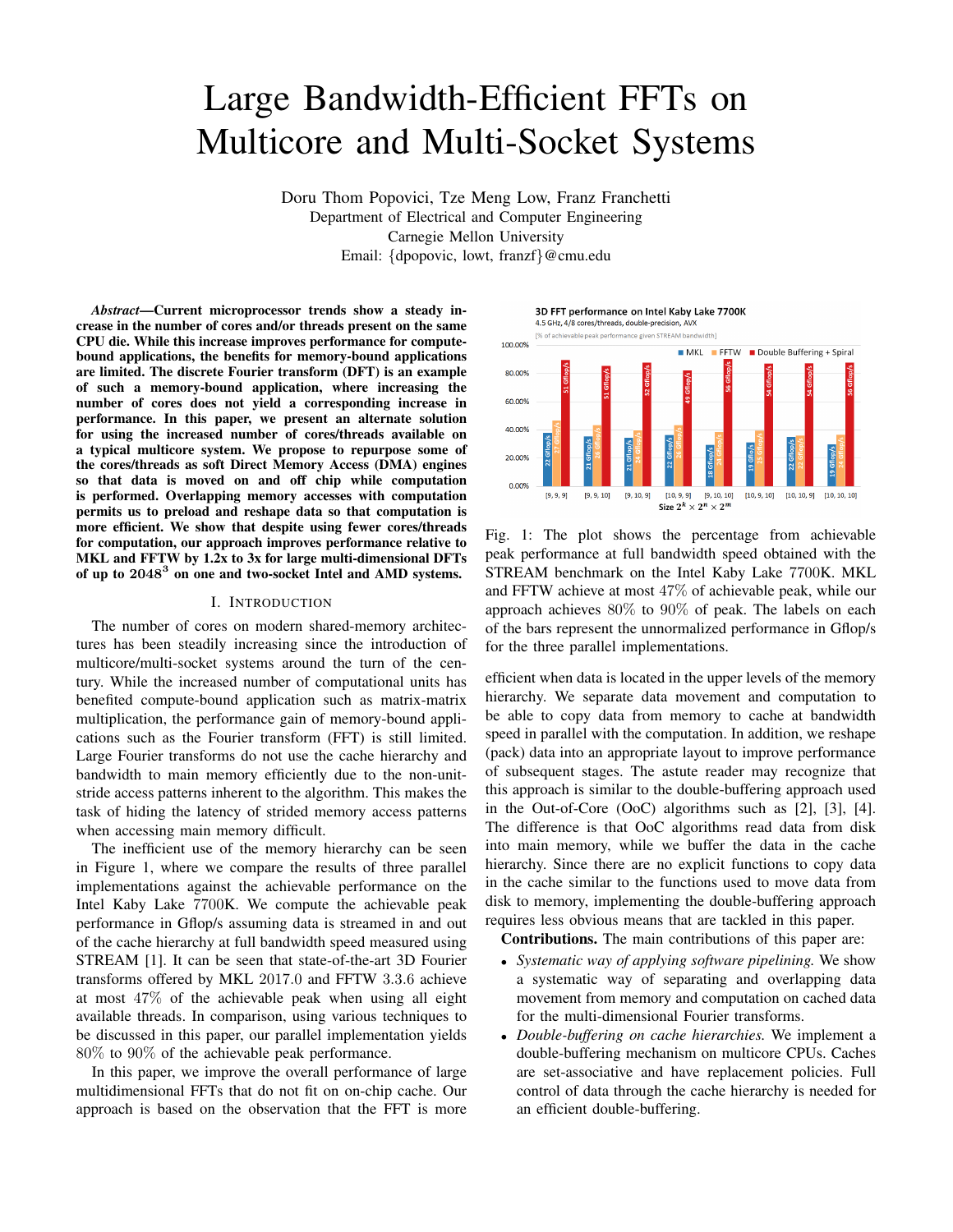# Large Bandwidth-Efficient FFTs on Multicore and Multi-Socket Systems

Doru Thom Popovici, Tze Meng Low, Franz Franchetti
Department of Electrical and Computer Engineering
Carnegie Mellon University
Email: {dpopovic, lowt, franzf}@cmu.edu

***Abstract*—Current microprocessor trends show a steady increase in the number of cores and/or threads present on the same CPU die. While this increase improves performance for compute-bound applications, the benefits for memory-bound applications are limited. The discrete Fourier transform (DFT) is an example of such a memory-bound application, where increasing the number of cores does not yield a corresponding increase in performance. In this paper, we present an alternate solution for using the increased number of cores/threads available on a typical multicore system. We propose to repurpose some of the cores/threads as soft Direct Memory Access (DMA) engines so that data is moved on and off chip while computation is performed. Overlapping memory accesses with computation permits us to preload and reshape data so that computation is more efficient. We show that despite using fewer cores/threads for computation, our approach improves performance relative to MKL and FFTW by 1.2x to 3x for large multi-dimensional DFTs of up to $2048^3$ on one and two-socket Intel and AMD systems.**

## I. Introduction

The number of cores on modern shared-memory architectures has been steadily increasing since the introduction of multicore/multi-socket systems around the turn of the century. While the increased number of computational units has benefited compute-bound application such as matrix-matrix multiplication, the performance gain of memory-bound applications such as the Fourier transform (FFT) is still limited. Large Fourier transforms do not use the cache hierarchy and bandwidth to main memory efficiently due to the non-unit-stride access patterns inherent to the algorithm. This makes the task of hiding the latency of strided memory access patterns when accessing main memory difficult.

The inefficient use of the memory hierarchy can be seen in Figure 1, where we compare the results of three parallel implementations against the achievable performance on the Intel Kaby Lake 7700K. We compute the achievable peak performance in Gflop/s assuming data is streamed in and out of the cache hierarchy at full bandwidth speed measured using STREAM [1]. It can be seen that state-of-the-art 3D Fourier transforms offered by MKL 2017.0 and FFTW 3.3.6 achieve at most 47% of the achievable peak when using all eight available threads. In comparison, using various techniques to be discussed in this paper, our parallel implementation yields 80% to 90% of the achievable peak performance.

In this paper, we improve the overall performance of large multidimensional FFTs that do not fit on on-chip cache. Our approach is based on the observation that the FFT is more efficient when data is located in the upper levels of the memory hierarchy. We separate data movement and computation to be able to copy data from memory to cache at bandwidth speed in parallel with the computation. In addition, we reshape (pack) data into an appropriate layout to improve performance of subsequent stages. The astute reader may recognize that this approach is similar to the double-buffering approach used in the Out-of-Core (OoC) algorithms such as [2], [3], [4]. The difference is that OoC algorithms read data from disk into main memory, while we buffer the data in the cache hierarchy. Since there are no explicit functions to copy data in the cache similar to the functions used to move data from disk to memory, implementing the double-buffering approach requires less obvious means that are tackled in this paper.

**3D FFT performance on Intel Kaby Lake 7700K**
4.5 GHz, 4/8 cores/threads, double-precision, AVX
[% of achievable peak performance given STREAM bandwidth]

| Size $2^k \times 2^n \times 2^m$ | MKL | FFTW | Double Buffering + Spiral |
|---|---|---|---|
| [9, 9, 9] | 22 Gflop/s | 27 Gflop/s | 51 Gflop/s |
| [9, 9, 10] | 21 Gflop/s | 28 Gflop/s | 51 Gflop/s |
| [9, 10, 9] | 21 Gflop/s | 24 Gflop/s | 52 Gflop/s |
| [10, 9, 9] | 22 Gflop/s | 26 Gflop/s | 49 Gflop/s |
| [9, 10, 10] | 18 Gflop/s | 24 Gflop/s | 56 Gflop/s |
| [10, 9, 10] | 19 Gflop/s | 25 Gflop/s | 54 Gflop/s |
| [10, 10, 9] | 22 Gflop/s | 22 Gflop/s | 54 Gflop/s |
| [10, 10, 10] | 19 Gflop/s | 24 Gflop/s | 56 Gflop/s |

Fig. 1: The plot shows the percentage from achievable peak performance at full bandwidth speed obtained with the STREAM benchmark on the Intel Kaby Lake 7700K. MKL and FFTW achieve at most 47% of achievable peak, while our approach achieves 80% to 90% of peak. The labels on each of the bars represent the unnormalized performance in Gflop/s for the three parallel implementations.

**Contributions.** The main contributions of this paper are:

- *Systematic way of applying software pipelining.* We show a systematic way of separating and overlapping data movement from memory and computation on cached data for the multi-dimensional Fourier transforms.
- *Double-buffering on cache hierarchies.* We implement a double-buffering mechanism on multicore CPUs. Caches are set-associative and have replacement policies. Full control of data through the cache hierarchy is needed for an efficient double-buffering.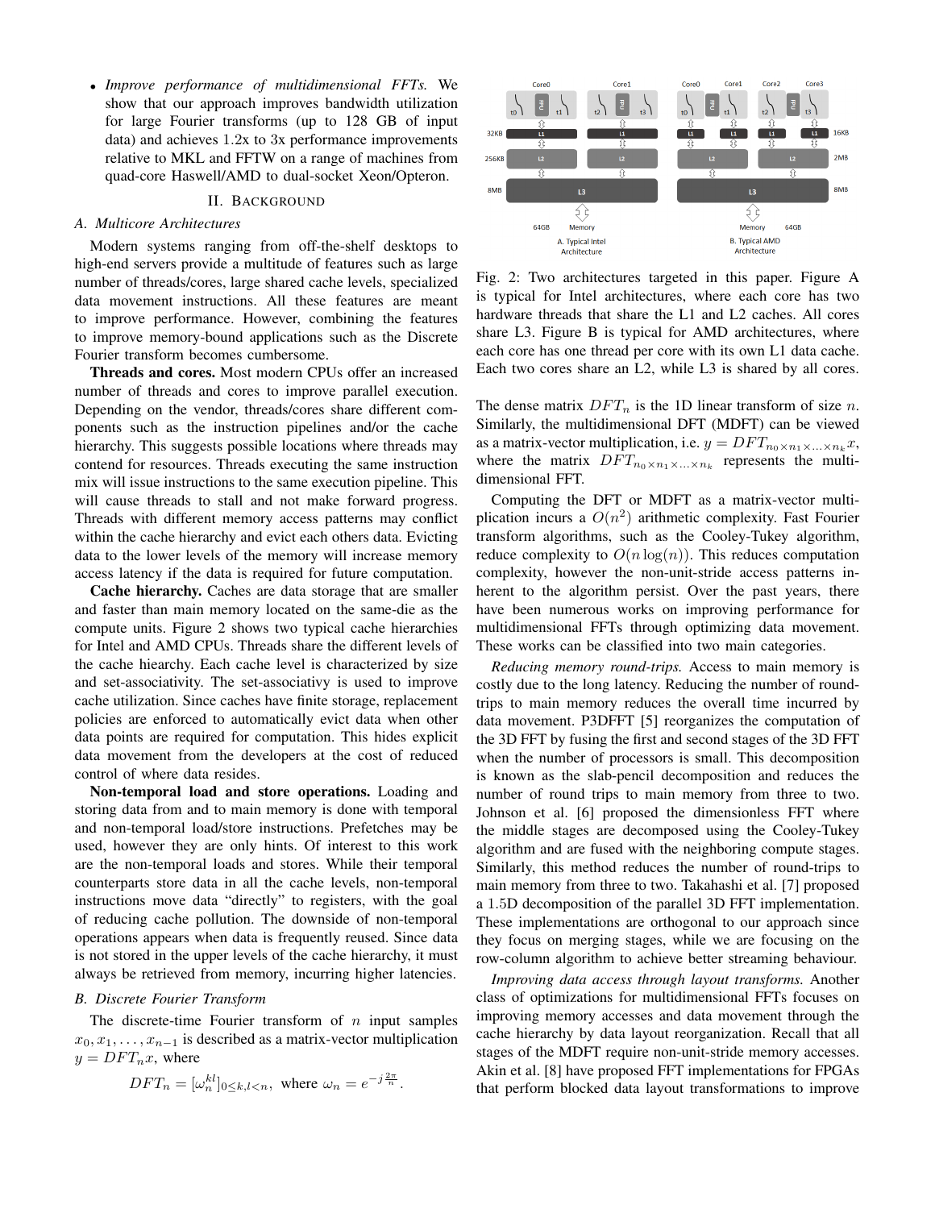- *Improve performance of multidimensional FFTs.* We show that our approach improves bandwidth utilization for large Fourier transforms (up to 128 GB of input data) and achieves 1.2x to 3x performance improvements relative to MKL and FFTW on a range of machines from quad-core Haswell/AMD to dual-socket Xeon/Opteron.

## II. Background

### A. Multicore Architectures

Modern systems ranging from off-the-shelf desktops to high-end servers provide a multitude of features such as large number of threads/cores, large shared cache levels, specialized data movement instructions. All these features are meant to improve performance. However, combining the features to improve memory-bound applications such as the Discrete Fourier transform becomes cumbersome.

**Threads and cores.** Most modern CPUs offer an increased number of threads and cores to improve parallel execution. Depending on the vendor, threads/cores share different components such as the instruction pipelines and/or the cache hierarchy. This suggests possible locations where threads may contend for resources. Threads executing the same instruction mix will issue instructions to the same execution pipeline. This will cause threads to stall and not make forward progress. Threads with different memory access patterns may conflict within the cache hierarchy and evict each others data. Evicting data to the lower levels of the memory will increase memory access latency if the data is required for future computation.

**Cache hierarchy.** Caches are data storage that are smaller and faster than main memory located on the same-die as the compute units. Figure 2 shows two typical cache hierarchies for Intel and AMD CPUs. Threads share the different levels of the cache hiearchy. Each cache level is characterized by size and set-associativity. The set-associativiy is used to improve cache utilization. Since caches have finite storage, replacement policies are enforced to automatically evict data when other data points are required for computation. This hides explicit data movement from the developers at the cost of reduced control of where data resides.

**Non-temporal load and store operations.** Loading and storing data from and to main memory is done with temporal and non-temporal load/store instructions. Prefetches may be used, however they are only hints. Of interest to this work are the non-temporal loads and stores. While their temporal counterparts store data in all the cache levels, non-temporal instructions move data "directly" to registers, with the goal of reducing cache pollution. The downside of non-temporal operations appears when data is frequently reused. Since data is not stored in the upper levels of the cache hierarchy, it must always be retrieved from memory, incurring higher latencies.

### B. Discrete Fourier Transform

The discrete-time Fourier transform of $n$ input samples $x_0, x_1, \ldots, x_{n-1}$ is described as a matrix-vector multiplication $y = DFT_n x$, where

$$DFT_n = [\omega_n^{kl}]_{0 \le k,l < n}, \text{ where } \omega_n = e^{-j\frac{2\pi}{n}}.$$

Core0
Core1
Core0
Core1
Core2
Core3
32KB
256KB
8MB
16KB
2MB
8MB
64GB Memory
A. Typical Intel Architecture
Memory 64GB
B. Typical AMD Architecture

Fig. 2: Two architectures targeted in this paper. Figure A is typical for Intel architectures, where each core has two hardware threads that share the L1 and L2 caches. All cores share L3. Figure B is typical for AMD architectures, where each core has one thread per core with its own L1 data cache. Each two cores share an L2, while L3 is shared by all cores.

The dense matrix $DFT_n$ is the 1D linear transform of size $n$. Similarly, the multidimensional DFT (MDFT) can be viewed as a matrix-vector multiplication, i.e. $y = DFT_{n_0 \times n_1 \times \ldots \times n_k} x$, where the matrix $DFT_{n_0 \times n_1 \times \ldots \times n_k}$ represents the multidimensional FFT.

Computing the DFT or MDFT as a matrix-vector multiplication incurs a $O(n^2)$ arithmetic complexity. Fast Fourier transform algorithms, such as the Cooley-Tukey algorithm, reduce complexity to $O(n \log(n))$. This reduces computation complexity, however the non-unit-stride access patterns inherent to the algorithm persist. Over the past years, there have been numerous works on improving performance for multidimensional FFTs through optimizing data movement. These works can be classified into two main categories.

*Reducing memory round-trips.* Access to main memory is costly due to the long latency. Reducing the number of round-trips to main memory reduces the overall time incurred by data movement. P3DFFT [5] reorganizes the computation of the 3D FFT by fusing the first and second stages of the 3D FFT when the number of processors is small. This decomposition is known as the slab-pencil decomposition and reduces the number of round trips to main memory from three to two. Johnson et al. [6] proposed the dimensionless FFT where the middle stages are decomposed using the Cooley-Tukey algorithm and are fused with the neighboring compute stages. Similarly, this method reduces the number of round-trips to main memory from three to two. Takahashi et al. [7] proposed a 1.5D decomposition of the parallel 3D FFT implementation. These implementations are orthogonal to our approach since they focus on merging stages, while we are focusing on the row-column algorithm to achieve better streaming behaviour.

*Improving data access through layout transforms.* Another class of optimizations for multidimensional FFTs focuses on improving memory accesses and data movement through the cache hierarchy by data layout reorganization. Recall that all stages of the MDFT require non-unit-stride memory accesses. Akin et al. [8] have proposed FFT implementations for FPGAs that perform blocked data layout transformations to improve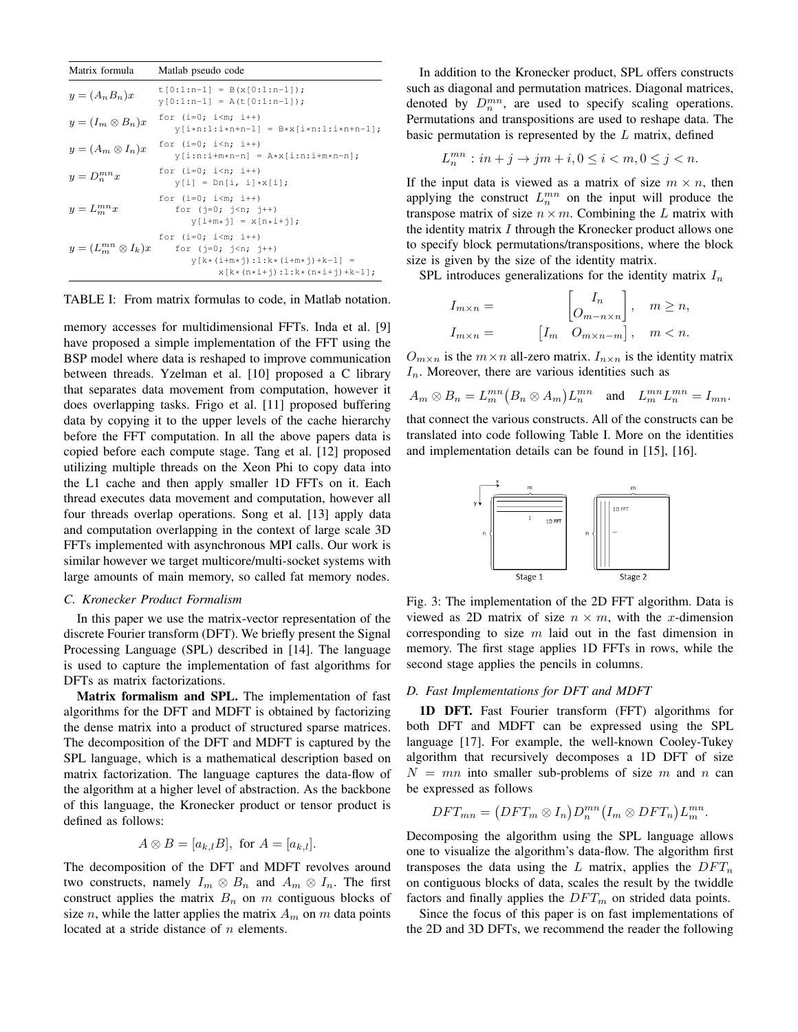| Matrix formula | Matlab pseudo code |
|---|---|
| $y = (A_n B_n)x$ | `t[0:1:n-1] = B(x[0:1:n-1]);` `y[0:1:n-1] = A(t[0:1:n-1]);` |
| $y = (I_m \otimes B_n)x$ | `for (i=0; i<m; i++)` `y[i*n:1:i*n+n-1] = B*x[i*n:1:i*n+n-1];` |
| $y = (A_m \otimes I_n)x$ | `for (i=0; i<n; i++)` `y[i:n:i+m*n-n] = A*x[i:n:i+m*n-n];` |
| $y = D_n^{mn} x$ | `for (i=0; i<n; i++)` `y[i] = Dn[i, i]*x[i];` |
| $y = L_m^{mn} x$ | `for (i=0; i<m; i++)` `for (j=0; j<n; j++)` `y[i+m*j] = x[n*i+j];` |
| $y = (L_m^{mn} \otimes I_k)x$ | `for (i=0; i<m; i++)` `for (j=0; j<n; j++)` `y[k*(i+m*j):1:k*(i+m*j)+k-1] =` `x[k*(n*i+j):1:k*(n*i+j)+k-1];` |

TABLE I: From matrix formulas to code, in Matlab notation.

memory accesses for multidimensional FFTs. Inda et al. [9] have proposed a simple implementation of the FFT using the BSP model where data is reshaped to improve communication between threads. Yzelman et al. [10] proposed a C library that separates data movement from computation, however it does overlapping tasks. Frigo et al. [11] proposed buffering data by copying it to the upper levels of the cache hierarchy before the FFT computation. In all the above papers data is copied before each compute stage. Tang et al. [12] proposed utilizing multiple threads on the Xeon Phi to copy data into the L1 cache and then apply smaller 1D FFTs on it. Each thread executes data movement and computation, however all four threads overlap operations. Song et al. [13] apply data and computation overlapping in the context of large scale 3D FFTs implemented with asynchronous MPI calls. Our work is similar however we target multicore/multi-socket systems with large amounts of main memory, so called fat memory nodes.

### C. Kronecker Product Formalism

In this paper we use the matrix-vector representation of the discrete Fourier transform (DFT). We briefly present the Signal Processing Language (SPL) described in [14]. The language is used to capture the implementation of fast algorithms for DFTs as matrix factorizations.

**Matrix formalism and SPL.** The implementation of fast algorithms for the DFT and MDFT is obtained by factorizing the dense matrix into a product of structured sparse matrices. The decomposition of the DFT and MDFT is captured by the SPL language, which is a mathematical description based on matrix factorization. The language captures the data-flow of the algorithm at a higher level of abstraction. As the backbone of this language, the Kronecker product or tensor product is defined as follows:

$$A \otimes B = [a_{k,l}B], \text{ for } A = [a_{k,l}].$$

The decomposition of the DFT and MDFT revolves around two constructs, namely $I_m \otimes B_n$ and $A_m \otimes I_n$. The first construct applies the matrix $B_n$ on $m$ contiguous blocks of size $n$, while the latter applies the matrix $A_m$ on $m$ data points located at a stride distance of $n$ elements.

In addition to the Kronecker product, SPL offers constructs such as diagonal and permutation matrices. Diagonal matrices, denoted by $D_n^{mn}$, are used to specify scaling operations. Permutations and transpositions are used to reshape data. The basic permutation is represented by the $L$ matrix, defined

$$L_n^{mn} : in + j \rightarrow jm + i, 0 \leq i < m, 0 \leq j < n.$$

If the input data is viewed as a matrix of size $m \times n$, then applying the construct $L_n^{mn}$ on the input will produce the transpose matrix of size $n \times m$. Combining the $L$ matrix with the identity matrix $I$ through the Kronecker product allows one to specify block permutations/transpositions, where the block size is given by the size of the identity matrix.

SPL introduces generalizations for the identity matrix $I_n$

$$I_{m\times n} = \begin{bmatrix} I_n \\ O_{m-n\times n} \end{bmatrix}, \quad m \geq n,$$

$$I_{m\times n} = \begin{bmatrix} I_m & O_{m\times n-m} \end{bmatrix}, \quad m < n.$$

$O_{m\times n}$ is the $m \times n$ all-zero matrix. $I_{n\times n}$ is the identity matrix $I_n$. Moreover, there are various identities such as

$$A_m \otimes B_n = L_m^{mn}\big(B_n \otimes A_m\big)L_n^{mn} \quad \text{and} \quad L_m^{mn}L_n^{mn} = I_{mn}.$$

that connect the various constructs. All of the constructs can be translated into code following Table I. More on the identities and implementation details can be found in [15], [16].

Fig. 3: The implementation of the 2D FFT algorithm. Data is viewed as 2D matrix of size $n \times m$, with the $x$-dimension corresponding to size $m$ laid out in the fast dimension in memory. The first stage applies 1D FFTs in rows, while the second stage applies the pencils in columns.

### D. Fast Implementations for DFT and MDFT

**1D DFT.** Fast Fourier transform (FFT) algorithms for both DFT and MDFT can be expressed using the SPL language [17]. For example, the well-known Cooley-Tukey algorithm that recursively decomposes a 1D DFT of size $N = mn$ into smaller sub-problems of size $m$ and $n$ can be expressed as follows

$$DFT_{mn} = \big(DFT_m \otimes I_n\big)D_n^{mn}\big(I_m \otimes DFT_n\big)L_m^{mn}.$$

Decomposing the algorithm using the SPL language allows one to visualize the algorithm's data-flow. The algorithm first transposes the data using the $L$ matrix, applies the $DFT_n$ on contiguous blocks of data, scales the result by the twiddle factors and finally applies the $DFT_m$ on strided data points.

Since the focus of this paper is on fast implementations of the 2D and 3D DFTs, we recommend the reader the following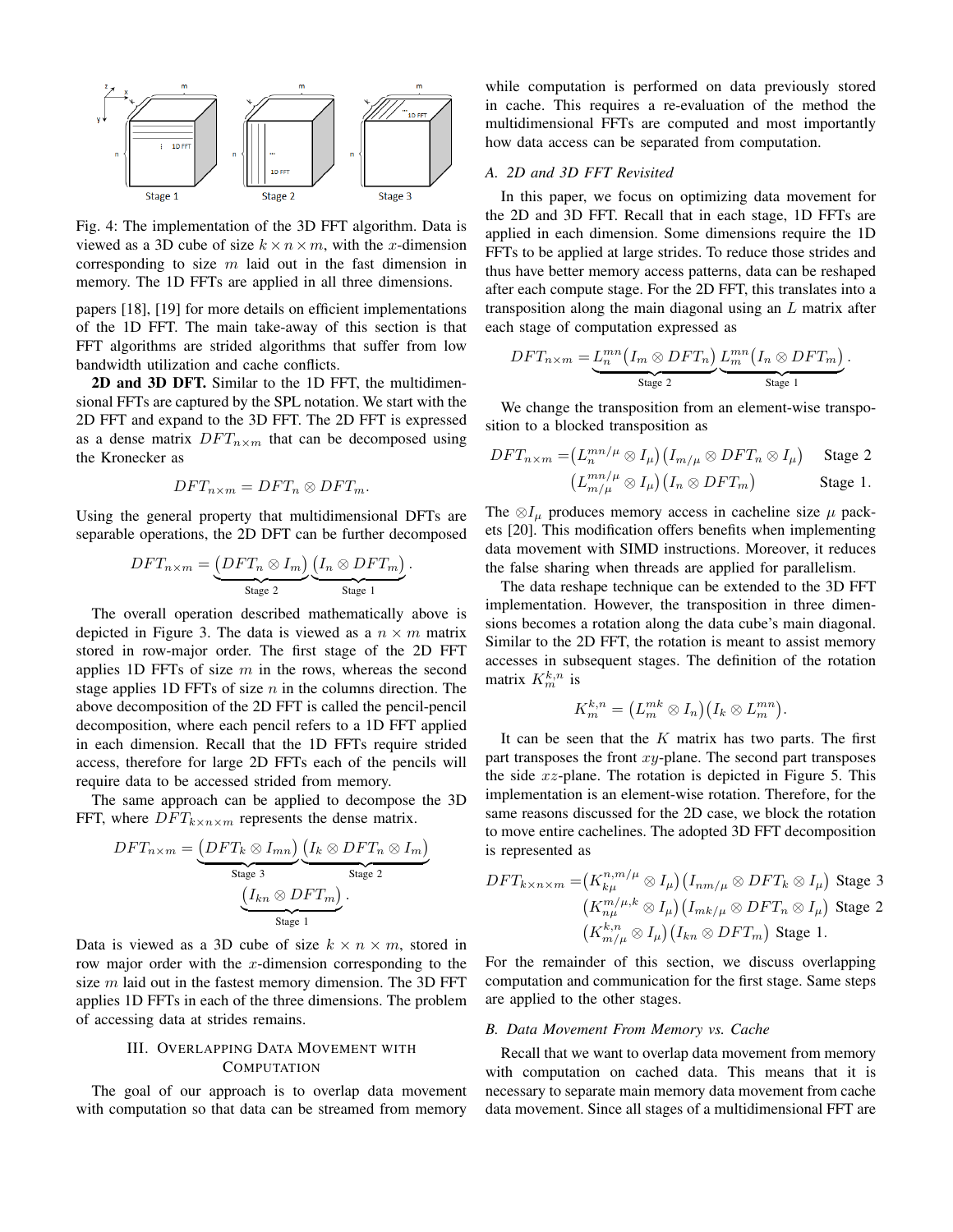Fig. 4: The implementation of the 3D FFT algorithm. Data is viewed as a 3D cube of size $k \times n \times m$, with the $x$-dimension corresponding to size $m$ laid out in the fast dimension in memory. The 1D FFTs are applied in all three dimensions.

papers [18], [19] for more details on efficient implementations of the 1D FFT. The main take-away of this section is that FFT algorithms are strided algorithms that suffer from low bandwidth utilization and cache conflicts.

**2D and 3D DFT.** Similar to the 1D FFT, the multidimensional FFTs are captured by the SPL notation. We start with the 2D FFT and expand to the 3D FFT. The 2D FFT is expressed as a dense matrix $DFT_{n\times m}$ that can be decomposed using the Kronecker as

$$DFT_{n\times m} = DFT_n \otimes DFT_m.$$

Using the general property that multidimensional DFTs are separable operations, the 2D DFT can be further decomposed

$$DFT_{n\times m} = \underbrace{\left(DFT_n \otimes I_m\right)}_{\text{Stage 2}} \underbrace{\left(I_n \otimes DFT_m\right)}_{\text{Stage 1}}.$$

The overall operation described mathematically above is depicted in Figure 3. The data is viewed as a $n \times m$ matrix stored in row-major order. The first stage of the 2D FFT applies 1D FFTs of size $m$ in the rows, whereas the second stage applies 1D FFTs of size $n$ in the columns direction. The above decomposition of the 2D FFT is called the pencil-pencil decomposition, where each pencil refers to a 1D FFT applied in each dimension. Recall that the 1D FFTs require strided access, therefore for large 2D FFTs each of the pencils will require data to be accessed strided from memory.

The same approach can be applied to decompose the 3D FFT, where $DFT_{k\times n\times m}$ represents the dense matrix.

$$DFT_{n\times m} = \underbrace{\left(DFT_k \otimes I_{mn}\right)}_{\text{Stage 3}} \underbrace{\left(I_k \otimes DFT_n \otimes I_m\right)}_{\text{Stage 2}} \underbrace{\left(I_{kn} \otimes DFT_m\right)}_{\text{Stage 1}}.$$

Data is viewed as a 3D cube of size $k \times n \times m$, stored in row major order with the $x$-dimension corresponding to the size $m$ laid out in the fastest memory dimension. The 3D FFT applies 1D FFTs in each of the three dimensions. The problem of accessing data at strides remains.

## III. Overlapping Data Movement with Computation

The goal of our approach is to overlap data movement with computation so that data can be streamed from memory while computation is performed on data previously stored in cache. This requires a re-evaluation of the method the multidimensional FFTs are computed and most importantly how data access can be separated from computation.

### A. 2D and 3D FFT Revisited

In this paper, we focus on optimizing data movement for the 2D and 3D FFT. Recall that in each stage, 1D FFTs are applied in each dimension. Some dimensions require the 1D FFTs to be applied at large strides. To reduce those strides and thus have better memory access patterns, data can be reshaped after each compute stage. For the 2D FFT, this translates into a transposition along the main diagonal using an $L$ matrix after each stage of computation expressed as

$$DFT_{n\times m} = \underbrace{L_n^{mn}\left(I_m \otimes DFT_n\right)}_{\text{Stage 2}} \underbrace{L_m^{mn}\left(I_n \otimes DFT_m\right)}_{\text{Stage 1}}.$$

We change the transposition from an element-wise transposition to a blocked transposition as

$$\begin{aligned} DFT_{n\times m} = & \left(L_n^{mn/\mu} \otimes I_\mu\right)\left(I_{m/\mu} \otimes DFT_n \otimes I_\mu\right) \quad \text{Stage 2} \\ & \left(L_{m/\mu}^{mn/\mu} \otimes I_\mu\right)\left(I_n \otimes DFT_m\right) \quad \text{Stage 1}. \end{aligned}$$

The $\otimes I_\mu$ produces memory access in cacheline size $\mu$ packets [20]. This modification offers benefits when implementing data movement with SIMD instructions. Moreover, it reduces the false sharing when threads are applied for parallelism.

The data reshape technique can be extended to the 3D FFT implementation. However, the transposition in three dimensions becomes a rotation along the data cube's main diagonal. Similar to the 2D FFT, the rotation is meant to assist memory accesses in subsequent stages. The definition of the rotation matrix $K_m^{k,n}$ is

$$K_m^{k,n} = \left(L_m^{mk} \otimes I_n\right)\left(I_k \otimes L_m^{mn}\right).$$

It can be seen that the $K$ matrix has two parts. The first part transposes the front $xy$-plane. The second part transposes the side $xz$-plane. The rotation is depicted in Figure 5. This implementation is an element-wise rotation. Therefore, for the same reasons discussed for the 2D case, we block the rotation to move entire cachelines. The adopted 3D FFT decomposition is represented as

$$\begin{aligned} DFT_{k\times n\times m} = & \left(K_{k\mu}^{n,m/\mu} \otimes I_\mu\right)\left(I_{nm/\mu} \otimes DFT_k \otimes I_\mu\right) \text{ Stage 3} \\ & \left(K_{n\mu}^{m/\mu,k} \otimes I_\mu\right)\left(I_{mk/\mu} \otimes DFT_n \otimes I_\mu\right) \text{ Stage 2} \\ & \left(K_{m/\mu}^{k,n} \otimes I_\mu\right)\left(I_{kn} \otimes DFT_m\right) \text{ Stage 1}. \end{aligned}$$

For the remainder of this section, we discuss overlapping computation and communication for the first stage. Same steps are applied to the other stages.

### B. Data Movement From Memory vs. Cache

Recall that we want to overlap data movement from memory with computation on cached data. This means that it is necessary to separate main memory data movement from cache data movement. Since all stages of a multidimensional FFT are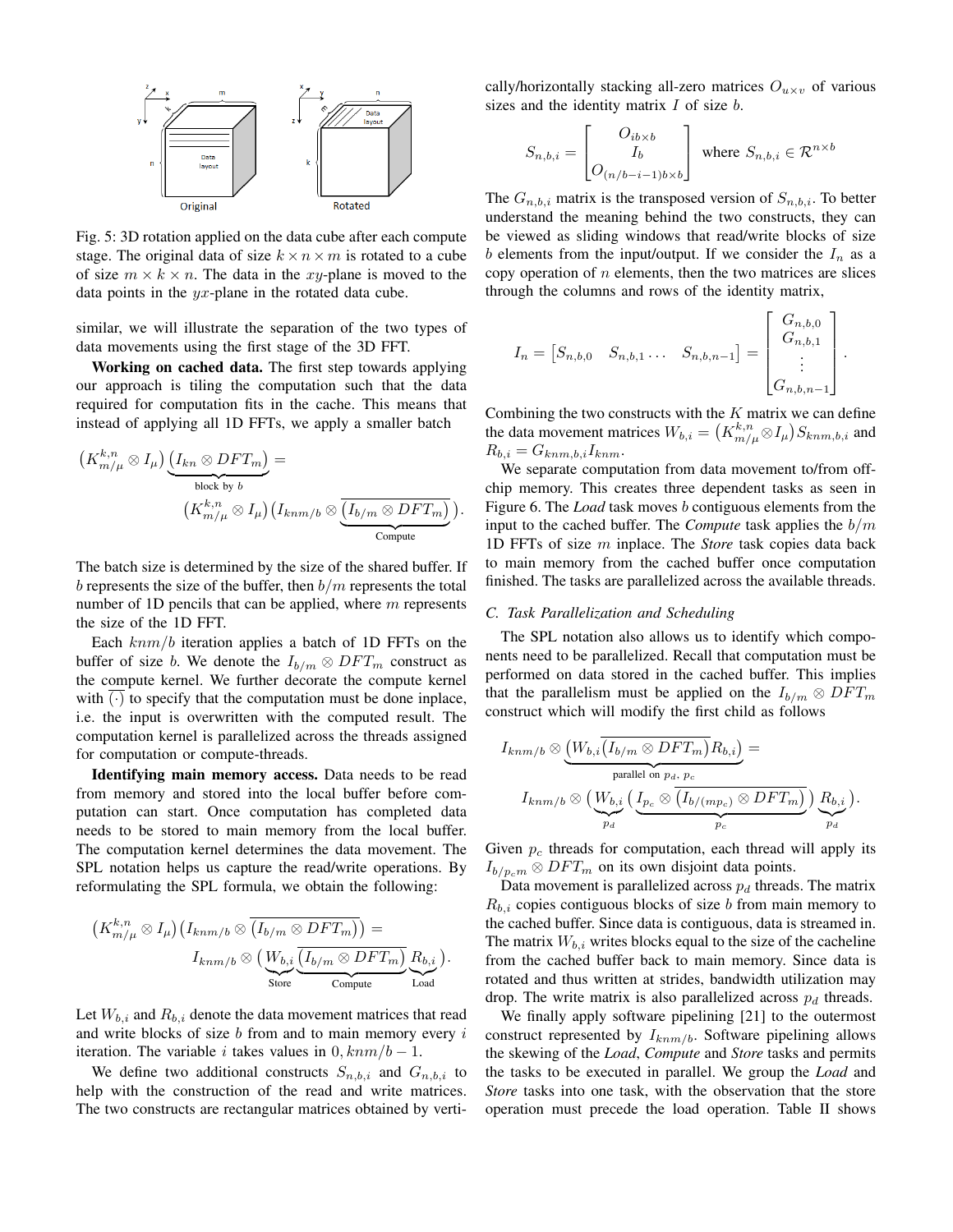Fig. 5: 3D rotation applied on the data cube after each compute stage. The original data of size $k \times n \times m$ is rotated to a cube of size $m \times k \times n$. The data in the $xy$-plane is moved to the data points in the $yx$-plane in the rotated data cube.

similar, we will illustrate the separation of the two types of data movements using the first stage of the 3D FFT.

**Working on cached data.** The first step towards applying our approach is tiling the computation such that the data required for computation fits in the cache. This means that instead of applying all 1D FFTs, we apply a smaller batch

$$\left(K_{m/\mu}^{k,n} \otimes I_\mu\right) \underbrace{\left(I_{kn} \otimes DFT_m\right)}_{\text{block by } b} = \left(K_{m/\mu}^{k,n} \otimes I_\mu\right)\left(I_{knm/b} \otimes \underbrace{\overline{\left(I_{b/m} \otimes DFT_m\right)}}_{\text{Compute}}\right).$$

The batch size is determined by the size of the shared buffer. If $b$ represents the size of the buffer, then $b/m$ represents the total number of 1D pencils that can be applied, where $m$ represents the size of the 1D FFT.

Each $knm/b$ iteration applies a batch of 1D FFTs on the buffer of size $b$. We denote the $I_{b/m} \otimes DFT_m$ construct as the compute kernel. We further decorate the compute kernel with $\overline{(\cdot)}$ to specify that the computation must be done inplace, i.e. the input is overwritten with the computed result. The computation kernel is parallelized across the threads assigned for computation or compute-threads.

**Identifying main memory access.** Data needs to be read from memory and stored into the local buffer before computation can start. Once computation has completed data needs to be stored to main memory from the local buffer. The computation kernel determines the data movement. The SPL notation helps us capture the read/write operations. By reformulating the SPL formula, we obtain the following:

$$\left(K_{m/\mu}^{k,n} \otimes I_\mu\right)\left(I_{knm/b} \otimes \overline{\left(I_{b/m} \otimes DFT_m\right)}\right) = I_{knm/b} \otimes \left(\underbrace{W_{b,i}}_{\text{Store}} \underbrace{\overline{\left(I_{b/m} \otimes DFT_m\right)}}_{\text{Compute}} \underbrace{R_{b,i}}_{\text{Load}}\right).$$

Let $W_{b,i}$ and $R_{b,i}$ denote the data movement matrices that read and write blocks of size $b$ from and to main memory every $i$ iteration. The variable $i$ takes values in $0, knm/b - 1$.

We define two additional constructs $S_{n,b,i}$ and $G_{n,b,i}$ to help with the construction of the read and write matrices. The two constructs are rectangular matrices obtained by vertically/horizontally stacking all-zero matrices $O_{u\times v}$ of various sizes and the identity matrix $I$ of size $b$.

$$S_{n,b,i} = \begin{bmatrix} O_{ib\times b} \\ I_b \\ O_{(n/b-i-1)b\times b} \end{bmatrix} \text{ where } S_{n,b,i} \in \mathcal{R}^{n\times b}$$

The $G_{n,b,i}$ matrix is the transposed version of $S_{n,b,i}$. To better understand the meaning behind the two constructs, they can be viewed as sliding windows that read/write blocks of size $b$ elements from the input/output. If we consider the $I_n$ as a copy operation of $n$ elements, then the two matrices are slices through the columns and rows of the identity matrix,

$$I_n = \begin{bmatrix} S_{n,b,0} & S_{n,b,1} \dots & S_{n,b,n-1} \end{bmatrix} = \begin{bmatrix} G_{n,b,0} \\ G_{n,b,1} \\ \vdots \\ G_{n,b,n-1} \end{bmatrix}.$$

Combining the two constructs with the $K$ matrix we can define the data movement matrices $W_{b,i} = \left(K_{m/\mu}^{k,n} \otimes I_\mu\right) S_{knm,b,i}$ and $R_{b,i} = G_{knm,b,i} I_{knm}$.

We separate computation from data movement to/from off-chip memory. This creates three dependent tasks as seen in Figure 6. The *Load* task moves $b$ contiguous elements from the input to the cached buffer. The *Compute* task applies the $b/m$ 1D FFTs of size $m$ inplace. The *Store* task copies data back to main memory from the cached buffer once computation finished. The tasks are parallelized across the available threads.

### C. Task Parallelization and Scheduling

The SPL notation also allows us to identify which components need to be parallelized. Recall that computation must be performed on data stored in the cached buffer. This implies that the parallelism must be applied on the $I_{b/m} \otimes DFT_m$ construct which will modify the first child as follows

$$I_{knm/b} \otimes \underbrace{\left(W_{b,i} \overline{\left(I_{b/m} \otimes DFT_m\right)} R_{b,i}\right)}_{\text{parallel on } p_d,\, p_c} = I_{knm/b} \otimes \left(\underbrace{W_{b,i}}_{p_d} \underbrace{\left(I_{p_c} \otimes \overline{\left(I_{b/(mp_c)} \otimes DFT_m\right)}\right)}_{p_c} \underbrace{R_{b,i}}_{p_d}\right).$$

Given $p_c$ threads for computation, each thread will apply its $I_{b/p_c m} \otimes DFT_m$ on its own disjoint data points.

Data movement is parallelized across $p_d$ threads. The matrix $R_{b,i}$ copies contiguous blocks of size $b$ from main memory to the cached buffer. Since data is contiguous, data is streamed in. The matrix $W_{b,i}$ writes blocks equal to the size of the cacheline from the cached buffer back to main memory. Since data is rotated and thus written at strides, bandwidth utilization may drop. The write matrix is also parallelized across $p_d$ threads.

We finally apply software pipelining [21] to the outermost construct represented by $I_{knm/b}$. Software pipelining allows the skewing of the *Load*, *Compute* and *Store* tasks and permits the tasks to be executed in parallel. We group the *Load* and *Store* tasks into one task, with the observation that the store operation must precede the load operation. Table II shows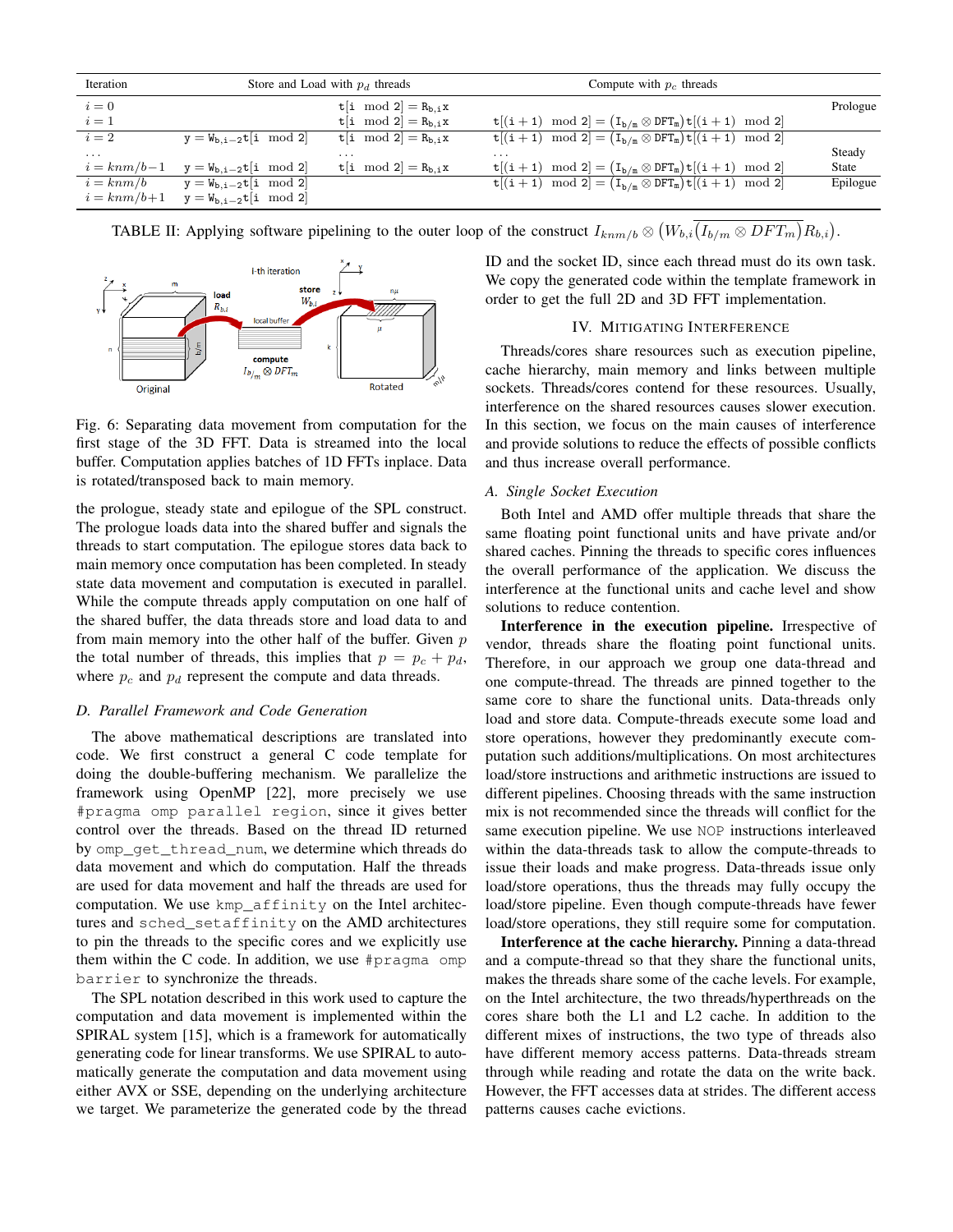| Iteration | Store and Load with $p_d$ threads | | Compute with $p_c$ threads | |
|---|---|---|---|---|
| $i = 0$ | | $\mathtt{t[i \mod 2] = R_{b,i}x}$ | | Prologue |
| $i = 1$ | | $\mathtt{t[i \mod 2] = R_{b,i}x}$ | $\mathtt{t[(i+1) \mod 2] = (I_{b/m} \otimes DFT_m) t[(i+1) \mod 2]}$ | |
| $i = 2$ | $\mathtt{y = W_{b,i-2}t[i \mod 2]}$ | $\mathtt{t[i \mod 2] = R_{b,i}x}$ | $\mathtt{t[(i+1) \mod 2] = (I_{b/m} \otimes DFT_m) t[(i+1) \mod 2]}$ | |
| ... | | ... | ... | Steady |
| $i = knm/b-1$ | $\mathtt{y = W_{b,i-2}t[i \mod 2]}$ | $\mathtt{t[i \mod 2] = R_{b,i}x}$ | $\mathtt{t[(i+1) \mod 2] = (I_{b/m} \otimes DFT_m) t[(i+1) \mod 2]}$ | State |
| $i = knm/b$ | $\mathtt{y = W_{b,i-2}t[i \mod 2]}$ | | $\mathtt{t[(i+1) \mod 2] = (I_{b/m} \otimes DFT_m) t[(i+1) \mod 2]}$ | Epilogue |
| $i = knm/b+1$ | $\mathtt{y = W_{b,i-2}t[i \mod 2]}$ | | | |

TABLE II: Applying software pipelining to the outer loop of the construct $I_{knm/b} \otimes \left(W_{b,i}\overline{(I_{b/m} \otimes DFT_m)}R_{b,i}\right)$.

Fig. 6: Separating data movement from computation for the first stage of the 3D FFT. Data is streamed into the local buffer. Computation applies batches of 1D FFTs inplace. Data is rotated/transposed back to main memory.

the prologue, steady state and epilogue of the SPL construct. The prologue loads data into the shared buffer and signals the threads to start computation. The epilogue stores data back to main memory once computation has been completed. In steady state data movement and computation is executed in parallel. While the compute threads apply computation on one half of the shared buffer, the data threads store and load data to and from main memory into the other half of the buffer. Given $p$ the total number of threads, this implies that $p = p_c + p_d$, where $p_c$ and $p_d$ represent the compute and data threads.

### D. Parallel Framework and Code Generation

The above mathematical descriptions are translated into code. We first construct a general C code template for doing the double-buffering mechanism. We parallelize the framework using OpenMP [22], more precisely we use `#pragma omp parallel region`, since it gives better control over the threads. Based on the thread ID returned by `omp_get_thread_num`, we determine which threads do data movement and which do computation. Half the threads are used for data movement and half the threads are used for computation. We use `kmp_affinity` on the Intel architectures and `sched_setaffinity` on the AMD architectures to pin the threads to the specific cores and we explicitly use them within the C code. In addition, we use `#pragma omp barrier` to synchronize the threads.

The SPL notation described in this work used to capture the computation and data movement is implemented within the SPIRAL system [15], which is a framework for automatically generating code for linear transforms. We use SPIRAL to automatically generate the computation and data movement using either AVX or SSE, depending on the underlying architecture we target. We parameterize the generated code by the thread ID and the socket ID, since each thread must do its own task. We copy the generated code within the template framework in order to get the full 2D and 3D FFT implementation.

## IV. Mitigating Interference

Threads/cores share resources such as execution pipeline, cache hierarchy, main memory and links between multiple sockets. Threads/cores contend for these resources. Usually, interference on the shared resources causes slower execution. In this section, we focus on the main causes of interference and provide solutions to reduce the effects of possible conflicts and thus increase overall performance.

### A. Single Socket Execution

Both Intel and AMD offer multiple threads that share the same floating point functional units and have private and/or shared caches. Pinning the threads to specific cores influences the overall performance of the application. We discuss the interference at the functional units and cache level and show solutions to reduce contention.

**Interference in the execution pipeline.** Irrespective of vendor, threads share the floating point functional units. Therefore, in our approach we group one data-thread and one compute-thread. The threads are pinned together to the same core to share the functional units. Data-threads only load and store data. Compute-threads execute some load and store operations, however they predominantly execute computation such additions/multiplications. On most architectures load/store instructions and arithmetic instructions are issued to different pipelines. Choosing threads with the same instruction mix is not recommended since the threads will conflict for the same execution pipeline. We use `NOP` instructions interleaved within the data-threads task to allow the compute-threads to issue their loads and make progress. Data-threads issue only load/store operations, thus the threads may fully occupy the load/store pipeline. Even though compute-threads have fewer load/store operations, they still require some for computation.

**Interference at the cache hierarchy.** Pinning a data-thread and a compute-thread so that they share the functional units, makes the threads share some of the cache levels. For example, on the Intel architecture, the two threads/hyperthreads on the cores share both the L1 and L2 cache. In addition to the different mixes of instructions, the two type of threads also have different memory access patterns. Data-threads stream through while reading and rotate the data on the write back. However, the FFT accesses data at strides. The different access patterns causes cache evictions.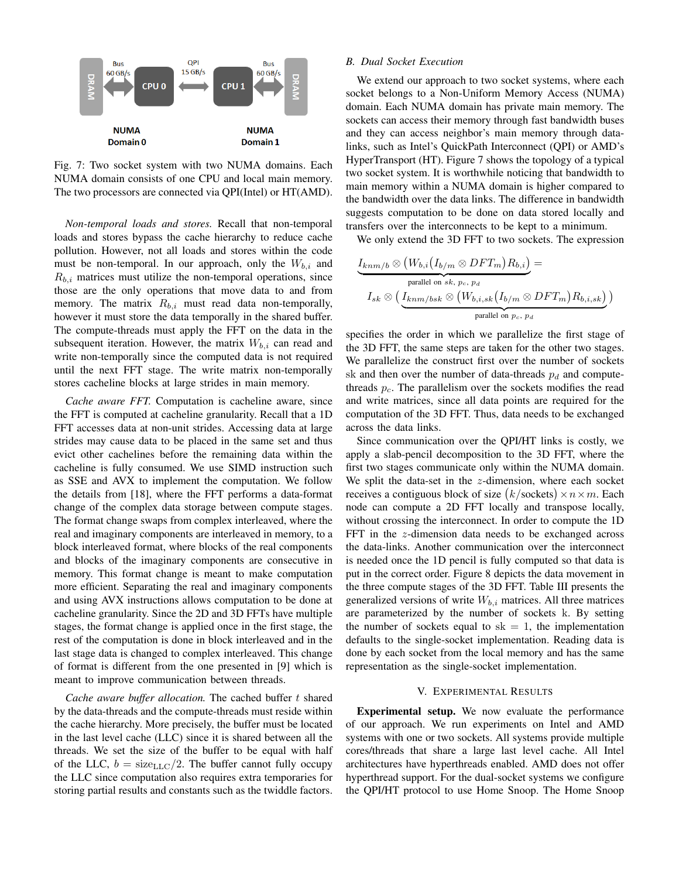Fig. 7: Two socket system with two NUMA domains. Each NUMA domain consists of one CPU and local main memory. The two processors are connected via QPI(Intel) or HT(AMD).

*Non-temporal loads and stores.* Recall that non-temporal loads and stores bypass the cache hierarchy to reduce cache pollution. However, not all loads and stores within the code must be non-temporal. In our approach, only the $W_{b,i}$ and $R_{b,i}$ matrices must utilize the non-temporal operations, since those are the only operations that move data to and from memory. The matrix $R_{b,i}$ must read data non-temporally, however it must store the data temporally in the shared buffer. The compute-threads must apply the FFT on the data in the subsequent iteration. However, the matrix $W_{b,i}$ can read and write non-temporally since the computed data is not required until the next FFT stage. The write matrix non-temporally stores cacheline blocks at large strides in main memory.

*Cache aware FFT.* Computation is cacheline aware, since the FFT is computed at cacheline granularity. Recall that a 1D FFT accesses data at non-unit strides. Accessing data at large strides may cause data to be placed in the same set and thus evict other cachelines before the remaining data within the cacheline is fully consumed. We use SIMD instruction such as SSE and AVX to implement the computation. We follow the details from [18], where the FFT performs a data-format change of the complex data storage between compute stages. The format change swaps from complex interleaved, where the real and imaginary components are interleaved in memory, to a block interleaved format, where blocks of the real components and blocks of the imaginary components are consecutive in memory. This format change is meant to make computation more efficient. Separating the real and imaginary components and using AVX instructions allows computation to be done at cacheline granularity. Since the 2D and 3D FFTs have multiple stages, the format change is applied once in the first stage, the rest of the computation is done in block interleaved and in the last stage data is changed to complex interleaved. This change of format is different from the one presented in [9] which is meant to improve communication between threads.

*Cache aware buffer allocation.* The cached buffer $t$ shared by the data-threads and the compute-threads must reside within the cache hierarchy. More precisely, the buffer must be located in the last level cache (LLC) since it is shared between all the threads. We set the size of the buffer to be equal with half of the LLC, $b = \text{size}_{\text{LLC}}/2$. The buffer cannot fully occupy the LLC since computation also requires extra temporaries for storing partial results and constants such as the twiddle factors.

### B. Dual Socket Execution

We extend our approach to two socket systems, where each socket belongs to a Non-Uniform Memory Access (NUMA) domain. Each NUMA domain has private main memory. The sockets can access their memory through fast bandwidth buses and they can access neighbor's main memory through data-links, such as Intel's QuickPath Interconnect (QPI) or AMD's HyperTransport (HT). Figure 7 shows the topology of a typical two socket system. It is worthwhile noticing that bandwidth to main memory within a NUMA domain is higher compared to the bandwidth over the data links. The difference in bandwidth suggests computation to be done on data stored locally and transfers over the interconnects to be kept to a minimum.

We only extend the 3D FFT to two sockets. The expression

$$\underbrace{I_{knm/b} \otimes \left(W_{b,i}\left(I_{b/m} \otimes DFT_m\right)R_{b,i}\right)}_{\text{parallel on } sk,\, p_c,\, p_d} = I_{sk} \otimes \Big(\underbrace{I_{knm/bsk} \otimes \left(W_{b,i,sk}\left(I_{b/m} \otimes DFT_m\right)R_{b,i,sk}\right)}_{\text{parallel on } p_c,\, p_d}\Big)$$

specifies the order in which we parallelize the first stage of the 3D FFT, the same steps are taken for the other two stages. We parallelize the construct first over the number of sockets sk and then over the number of data-threads $p_d$ and compute-threads $p_c$. The parallelism over the sockets modifies the read and write matrices, since all data points are required for the computation of the 3D FFT. Thus, data needs to be exchanged across the data links.

Since communication over the QPI/HT links is costly, we apply a slab-pencil decomposition to the 3D FFT, where the first two stages communicate only within the NUMA domain. We split the data-set in the $z$-dimension, where each socket receives a contiguous block of size $(k/\text{sockets}) \times n \times m$. Each node can compute a 2D FFT locally and transpose locally, without crossing the interconnect. In order to compute the 1D FFT in the $z$-dimension data needs to be exchanged across the data-links. Another communication over the interconnect is needed once the 1D pencil is fully computed so that data is put in the correct order. Figure 8 depicts the data movement in the three compute stages of the 3D FFT. Table III presents the generalized versions of write $W_{b,i}$ matrices. All three matrices are parameterized by the number of sockets k. By setting the number of sockets equal to sk $= 1$, the implementation defaults to the single-socket implementation. Reading data is done by each socket from the local memory and has the same representation as the single-socket implementation.

## V. Experimental Results

**Experimental setup.** We now evaluate the performance of our approach. We run experiments on Intel and AMD systems with one or two sockets. All systems provide multiple cores/threads that share a large last level cache. All Intel architectures have hyperthreads enabled. AMD does not offer hyperthread support. For the dual-socket systems we configure the QPI/HT protocol to use Home Snoop. The Home Snoop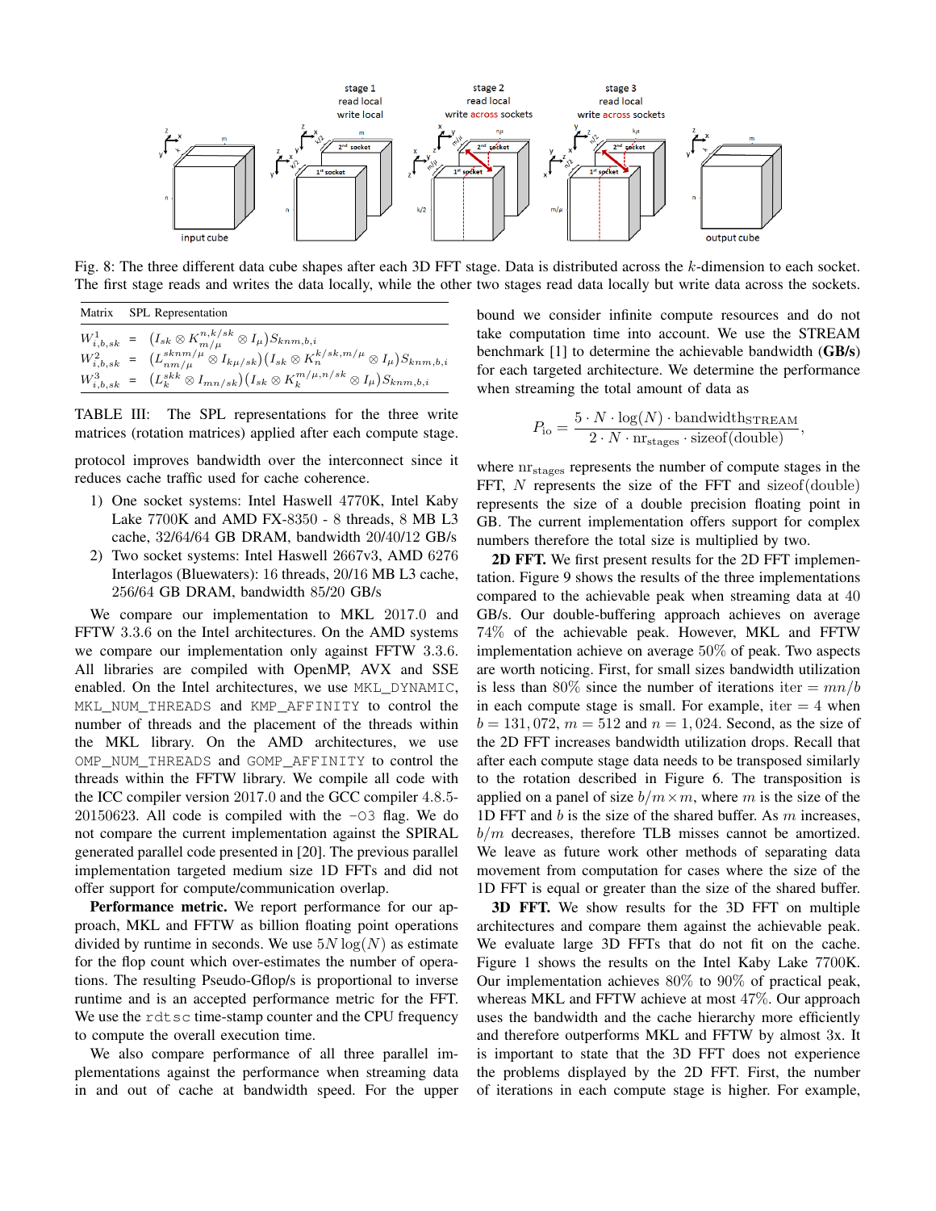Fig. 8: The three different data cube shapes after each 3D FFT stage. Data is distributed across the $k$-dimension to each socket. The first stage reads and writes the data locally, while the other two stages read data locally but write data across the sockets.

| Matrix | SPL Representation |
|---|---|
| $W^1_{i,b,sk}$ | $= (I_{sk} \otimes K^{n,k/sk}_{m/\mu} \otimes I_\mu) S_{knm,b,i}$ |
| $W^2_{i,b,sk}$ | $= (L^{sknm/\mu}_{nm/\mu} \otimes I_{k\mu/sk})(I_{sk} \otimes K^{k/sk,m/\mu}_{n} \otimes I_\mu) S_{knm,b,i}$ |
| $W^3_{i,b,sk}$ | $= (L^{skk}_{k} \otimes I_{mn/sk})(I_{sk} \otimes K^{m/\mu,n/sk}_{k} \otimes I_\mu) S_{knm,b,i}$ |

TABLE III: The SPL representations for the three write matrices (rotation matrices) applied after each compute stage.

protocol improves bandwidth over the interconnect since it reduces cache traffic used for cache coherence.

1) One socket systems: Intel Haswell 4770K, Intel Kaby Lake 7700K and AMD FX-8350 - 8 threads, 8 MB L3 cache, 32/64/64 GB DRAM, bandwidth 20/40/12 GB/s
2) Two socket systems: Intel Haswell 2667v3, AMD 6276 Interlagos (Bluewaters): 16 threads, 20/16 MB L3 cache, 256/64 GB DRAM, bandwidth 85/20 GB/s

We compare our implementation to MKL 2017.0 and FFTW 3.3.6 on the Intel architectures. On the AMD systems we compare our implementation only against FFTW 3.3.6. All libraries are compiled with OpenMP, AVX and SSE enabled. On the Intel architectures, we use `MKL_DYNAMIC`, `MKL_NUM_THREADS` and `KMP_AFFINITY` to control the number of threads and the placement of the threads within the MKL library. On the AMD architectures, we use `OMP_NUM_THREADS` and `GOMP_AFFINITY` to control the threads within the FFTW library. We compile all code with the ICC compiler version 2017.0 and the GCC compiler 4.8.5-20150623. All code is compiled with the `-O3` flag. We do not compare the current implementation against the SPIRAL generated parallel code presented in [20]. The previous parallel implementation targeted medium size 1D FFTs and did not offer support for compute/communication overlap.

**Performance metric.** We report performance for our approach, MKL and FFTW as billion floating point operations divided by runtime in seconds. We use $5N\log(N)$ as estimate for the flop count which over-estimates the number of operations. The resulting Pseudo-Gflop/s is proportional to inverse runtime and is an accepted performance metric for the FFT. We use the `rdtsc` time-stamp counter and the CPU frequency to compute the overall execution time.

We also compare performance of all three parallel implementations against the performance when streaming data in and out of cache at bandwidth speed. For the upper bound we consider infinite compute resources and do not take computation time into account. We use the STREAM benchmark [1] to determine the achievable bandwidth (**GB/s**) for each targeted architecture. We determine the performance when streaming the total amount of data as

$$P_{\text{io}} = \frac{5 \cdot N \cdot \log(N) \cdot \text{bandwidth}_{\text{STREAM}}}{2 \cdot N \cdot \text{nr}_{\text{stages}} \cdot \text{sizeof}(\text{double})},$$

where $\text{nr}_{\text{stages}}$ represents the number of compute stages in the FFT, $N$ represents the size of the FFT and $\text{sizeof}(\text{double})$ represents the size of a double precision floating point in GB. The current implementation offers support for complex numbers therefore the total size is multiplied by two.

**2D FFT.** We first present results for the 2D FFT implementation. Figure 9 shows the results of the three implementations compared to the achievable peak when streaming data at 40 GB/s. Our double-buffering approach achieves on average 74% of the achievable peak. However, MKL and FFTW implementation achieve on average 50% of peak. Two aspects are worth noticing. First, for small sizes bandwidth utilization is less than 80% since the number of iterations $\text{iter} = mn/b$ in each compute stage is small. For example, $\text{iter} = 4$ when $b = 131,072$, $m = 512$ and $n = 1,024$. Second, as the size of the 2D FFT increases bandwidth utilization drops. Recall that after each compute stage data needs to be transposed similarly to the rotation described in Figure 6. The transposition is applied on a panel of size $b/m \times m$, where $m$ is the size of the 1D FFT and $b$ is the size of the shared buffer. As $m$ increases, $b/m$ decreases, therefore TLB misses cannot be amortized. We leave as future work other methods of separating data movement from computation for cases where the size of the 1D FFT is equal or greater than the size of the shared buffer.

**3D FFT.** We show results for the 3D FFT on multiple architectures and compare them against the achievable peak. We evaluate large 3D FFTs that do not fit on the cache. Figure 1 shows the results on the Intel Kaby Lake 7700K. Our implementation achieves 80% to 90% of practical peak, whereas MKL and FFTW achieve at most 47%. Our approach uses the bandwidth and the cache hierarchy more efficiently and therefore outperforms MKL and FFTW by almost 3x. It is important to state that the 3D FFT does not experience the problems displayed by the 2D FFT. First, the number of iterations in each compute stage is higher. For example,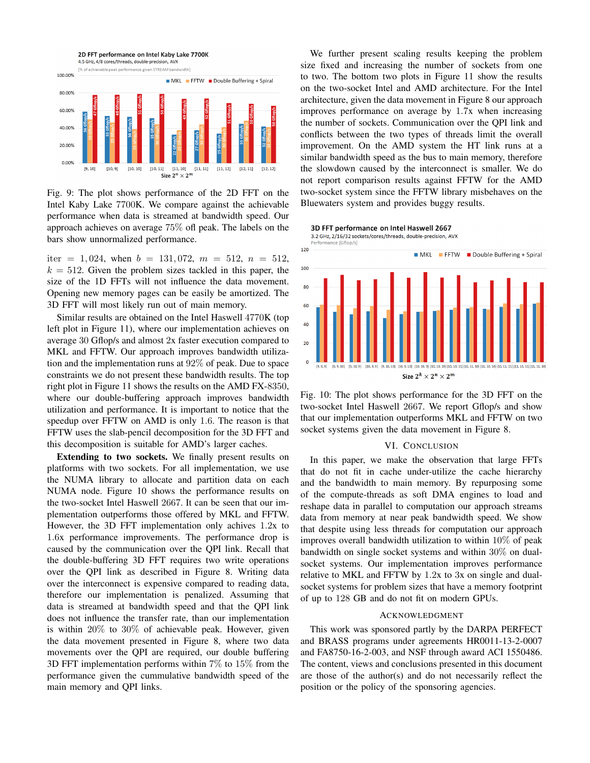Fig. 9: The plot shows performance of the 2D FFT on the Intel Kaby Lake 7700K. We compare against the achievable performance when data is streamed at bandwidth speed. Our approach achieves on average 75% ofl peak. The labels on the bars show unnormalized performance.

iter $= 1,024$, when $b = 131,072$, $m = 512$, $n = 512$, $k = 512$. Given the problem sizes tackled in this paper, the size of the 1D FFTs will not influence the data movement. Opening new memory pages can be easily be amortized. The 3D FFT will most likely run out of main memory.

Similar results are obtained on the Intel Haswell 4770K (top left plot in Figure 11), where our implementation achieves on average 30 Gflop/s and almost 2x faster execution compared to MKL and FFTW. Our approach improves bandwidth utilization and the implementation runs at 92% of peak. Due to space constraints we do not present these bandwidth results. The top right plot in Figure 11 shows the results on the AMD FX-8350, where our double-buffering approach improves bandwidth utilization and performance. It is important to notice that the speedup over FFTW on AMD is only 1.6. The reason is that FFTW uses the slab-pencil decomposition for the 3D FFT and this decomposition is suitable for AMD's larger caches.

**Extending to two sockets.** We finally present results on platforms with two sockets. For all implementation, we use the NUMA library to allocate and partition data on each NUMA node. Figure 10 shows the performance results on the two-socket Intel Haswell 2667. It can be seen that our implementation outperforms those offered by MKL and FFTW. However, the 3D FFT implementation only achives 1.2x to 1.6x performance improvements. The performance drop is caused by the communication over the QPI link. Recall that the double-buffering 3D FFT requires two write operations over the QPI link as described in Figure 8. Writing data over the interconnect is expensive compared to reading data, therefore our implementation is penalized. Assuming that data is streamed at bandwidth speed and that the QPI link does not influence the transfer rate, than our implementation is within 20% to 30% of achievable peak. However, given the data movement presented in Figure 8, where two data movements over the QPI are required, our double buffering 3D FFT implementation performs within 7% to 15% from the performance given the cummulative bandwidth speed of the main memory and QPI links.

We further present scaling results keeping the problem size fixed and increasing the number of sockets from one to two. The bottom two plots in Figure 11 show the results on the two-socket Intel and AMD architecture. For the Intel architecture, given the data movement in Figure 8 our approach improves performance on average by 1.7x when increasing the number of sockets. Communication over the QPI link and conflicts between the two types of threads limit the overall improvement. On the AMD system the HT link runs at a similar bandwidth speed as the bus to main memory, therefore the slowdown caused by the interconnect is smaller. We do not report comparison results against FFTW for the AMD two-socket system since the FFTW library misbehaves on the Bluewaters system and provides buggy results.

Fig. 10: The plot shows performance for the 3D FFT on the two-socket Intel Haswell 2667. We report Gflop/s and show that our implementation outperforms MKL and FFTW on two socket systems given the data movement in Figure 8.

## VI. Conclusion

In this paper, we make the observation that large FFTs that do not fit in cache under-utilize the cache hierarchy and the bandwidth to main memory. By repurposing some of the compute-threads as soft DMA engines to load and reshape data in parallel to computation our approach streams data from memory at near peak bandwidth speed. We show that despite using less threads for computation our approach improves overall bandwidth utilization to within 10% of peak bandwidth on single socket systems and within 30% on dual-socket systems. Our implementation improves performance relative to MKL and FFTW by 1.2x to 3x on single and dual-socket systems for problem sizes that have a memory footprint of up to 128 GB and do not fit on modern GPUs.

## Acknowledgment

This work was sponsored partly by the DARPA PERFECT and BRASS programs under agreements HR0011-13-2-0007 and FA8750-16-2-003, and NSF through award ACI 1550486. The content, views and conclusions presented in this document are those of the author(s) and do not necessarily reflect the position or the policy of the sponsoring agencies.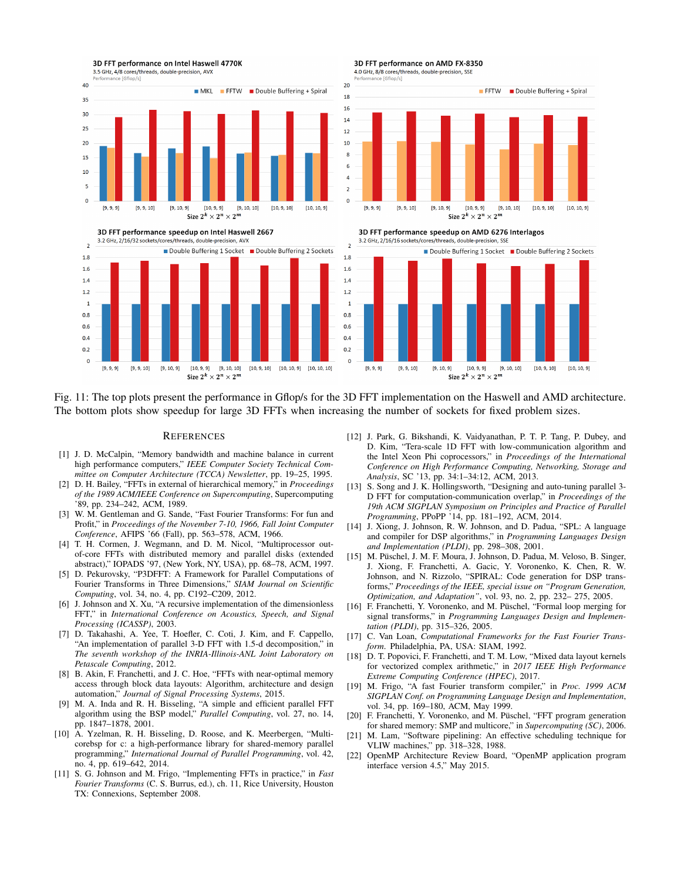3D FFT performance on Intel Haswell 4770K
3.5 GHz, 4/8 cores/threads, double-precision, AVX
Performance [Gflop/s]

40
35
30
25
20
15
10
5
0

MKL   FFTW   Double Buffering + Spiral

[9, 9, 9]   [9, 9, 10]   [9, 10, 9]   [10, 9, 9]   [9, 10, 10]   [10, 9, 10]   [10, 10, 9]

Size $2^k \times 2^n \times 2^m$

3D FFT performance on AMD FX-8350
4.0 GHz, 8/8 cores/threads, double-precision, SSE
Performance [Gflop/s]

20
18
16
14
12
10
8
6
4
2
0

FFTW   Double Buffering + Spiral

[9, 9, 9]   [9, 9, 10]   [9, 10, 9]   [10, 9, 9]   [9, 10, 10]   [10, 9, 10]   [10, 10, 9]

Size $2^k \times 2^n \times 2^m$

3D FFT performance speedup on Intel Haswell 2667
3.2 GHz, 2/16/32 sockets/cores/threads, double-precision, AVX

2
1.8
1.6
1.4
1.2
1
0.8
0.6
0.4
0.2
0

Double Buffering 1 Socket   Double Buffering 2 Sockets

[9, 9, 9]   [9, 9, 10]   [9, 10, 9]   [10, 9, 9]   [9, 10, 10]   [10, 9, 10]   [10, 10, 9]   [10, 10, 10]

Size $2^k \times 2^n \times 2^m$

3D FFT performance speedup on AMD 6276 Interlagos
3.2 GHz, 2/16/16 sockets/cores/threads, double-precision, SSE

2
1.8
1.6
1.4
1.2
1
0.8
0.6
0.4
0.2
0

Double Buffering 1 Socket   Double Buffering 2 Sockets

[9, 9, 9]   [9, 9, 10]   [9, 10, 9]   [10, 9, 9]   [9, 10, 10]   [10, 9, 10]   [10, 10, 9]

Size $2^k \times 2^n \times 2^m$

Fig. 11: The top plots present the performance in Gflop/s for the 3D FFT implementation on the Haswell and AMD architecture. The bottom plots show speedup for large 3D FFTs when increasing the number of sockets for fixed problem sizes.

## References

[1] J. D. McCalpin, "Memory bandwidth and machine balance in current high performance computers," *IEEE Computer Society Technical Committee on Computer Architecture (TCCA) Newsletter*, pp. 19–25, 1995.

[2] D. H. Bailey, "FFTs in external of hierarchical memory," in *Proceedings of the 1989 ACM/IEEE Conference on Supercomputing*, Supercomputing '89, pp. 234–242, ACM, 1989.

[3] W. M. Gentleman and G. Sande, "Fast Fourier Transforms: For fun and Profit," in *Proceedings of the November 7-10, 1966, Fall Joint Computer Conference*, AFIPS '66 (Fall), pp. 563–578, ACM, 1966.

[4] T. H. Cormen, J. Wegmann, and D. M. Nicol, "Multiprocessor out-of-core FFTs with distributed memory and parallel disks (extended abstract)," IOPADS '97, (New York, NY, USA), pp. 68–78, ACM, 1997.

[5] D. Pekurovsky, "P3DFFT: A Framework for Parallel Computations of Fourier Transforms in Three Dimensions," *SIAM Journal on Scientific Computing*, vol. 34, no. 4, pp. C192–C209, 2012.

[6] J. Johnson and X. Xu, "A recursive implementation of the dimensionless FFT," in *International Conference on Acoustics, Speech, and Signal Processing (ICASSP)*, 2003.

[7] D. Takahashi, A. Yee, T. Hoefler, C. Coti, J. Kim, and F. Cappello, "An implementation of parallel 3-D FFT with 1.5-d decomposition," in *The seventh workshop of the INRIA-Illinois-ANL Joint Laboratory on Petascale Computing*, 2012.

[8] B. Akin, F. Franchetti, and J. C. Hoe, "FFTs with near-optimal memory access through block data layouts: Algorithm, architecture and design automation," *Journal of Signal Processing Systems*, 2015.

[9] M. A. Inda and R. H. Bisseling, "A simple and efficient parallel FFT algorithm using the BSP model," *Parallel Computing*, vol. 27, no. 14, pp. 1847–1878, 2001.

[10] A. Yzelman, R. H. Bisseling, D. Roose, and K. Meerbergen, "Multicorebsp for c: a high-performance library for shared-memory parallel programming," *International Journal of Parallel Programming*, vol. 42, no. 4, pp. 619–642, 2014.

[11] S. G. Johnson and M. Frigo, "Implementing FFTs in practice," in *Fast Fourier Transforms* (C. S. Burrus, ed.), ch. 11, Rice University, Houston TX: Connexions, September 2008.

[12] J. Park, G. Bikshandi, K. Vaidyanathan, P. T. P. Tang, P. Dubey, and D. Kim, "Tera-scale 1D FFT with low-communication algorithm and the Intel Xeon Phi coprocessors," in *Proceedings of the International Conference on High Performance Computing, Networking, Storage and Analysis*, SC '13, pp. 34:1–34:12, ACM, 2013.

[13] S. Song and J. K. Hollingsworth, "Designing and auto-tuning parallel 3-D FFT for computation-communication overlap," in *Proceedings of the 19th ACM SIGPLAN Symposium on Principles and Practice of Parallel Programming*, PPoPP '14, pp. 181–192, ACM, 2014.

[14] J. Xiong, J. Johnson, R. W. Johnson, and D. Padua, "SPL: A language and compiler for DSP algorithms," in *Programming Languages Design and Implementation (PLDI)*, pp. 298–308, 2001.

[15] M. Püschel, J. M. F. Moura, J. Johnson, D. Padua, M. Veloso, B. Singer, J. Xiong, F. Franchetti, A. Gacic, Y. Voronenko, K. Chen, R. W. Johnson, and N. Rizzolo, "SPIRAL: Code generation for DSP transforms," *Proceedings of the IEEE, special issue on "Program Generation, Optimization, and Adaptation"*, vol. 93, no. 2, pp. 232– 275, 2005.

[16] F. Franchetti, Y. Voronenko, and M. Püschel, "Formal loop merging for signal transforms," in *Programming Languages Design and Implementation (PLDI)*, pp. 315–326, 2005.

[17] C. Van Loan, *Computational Frameworks for the Fast Fourier Transform*. Philadelphia, PA, USA: SIAM, 1992.

[18] D. T. Popovici, F. Franchetti, and T. M. Low, "Mixed data layout kernels for vectorized complex arithmetic," in *2017 IEEE High Performance Extreme Computing Conference (HPEC)*, 2017.

[19] M. Frigo, "A fast Fourier transform compiler," in *Proc. 1999 ACM SIGPLAN Conf. on Programming Language Design and Implementation*, vol. 34, pp. 169–180, ACM, May 1999.

[20] F. Franchetti, Y. Voronenko, and M. Püschel, "FFT program generation for shared memory: SMP and multicore," in *Supercomputing (SC)*, 2006.

[21] M. Lam, "Software pipelining: An effective scheduling technique for VLIW machines," pp. 318–328, 1988.

[22] OpenMP Architecture Review Board, "OpenMP application program interface version 4.5," May 2015.